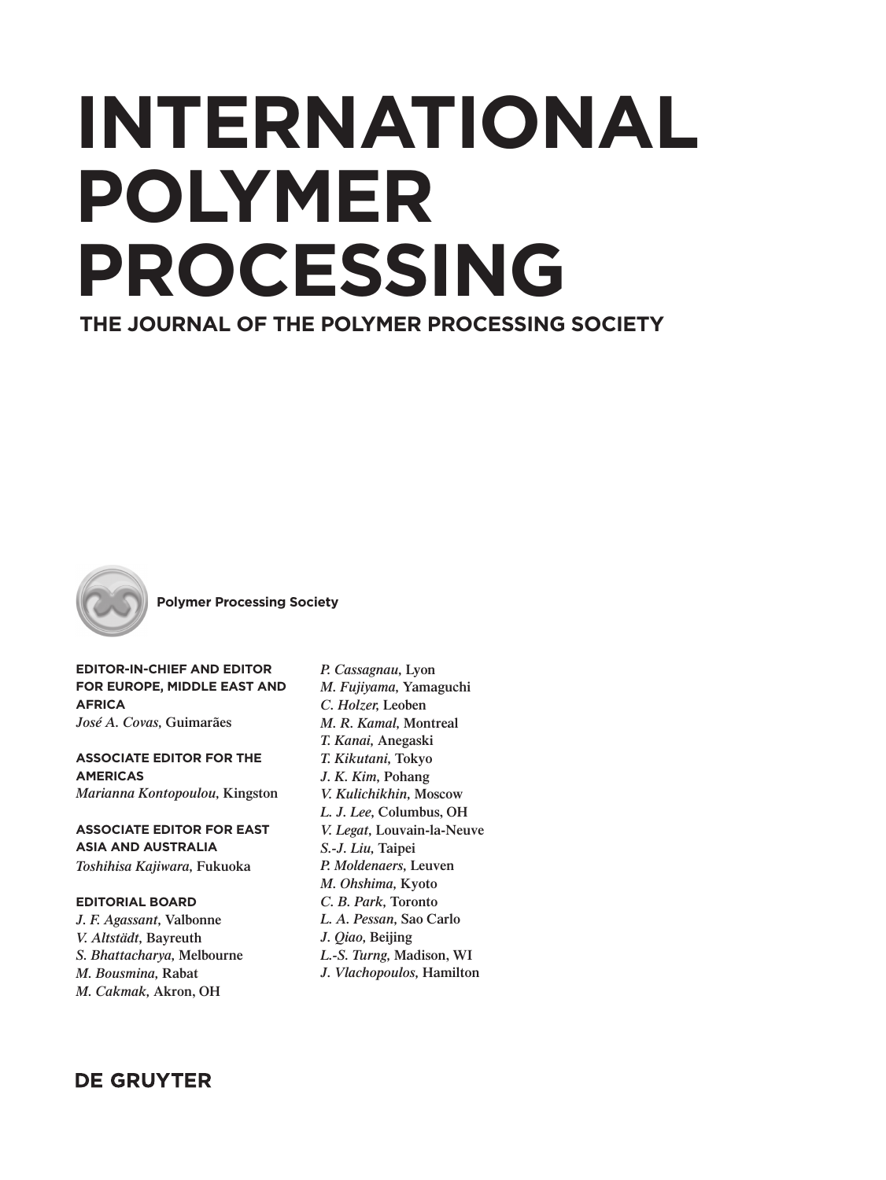# INTERNATIONAL POLYMER PROCESSING

## THE JOURNAL OF THE POLYMER PROCESSING SOCIETY

**Polymer Processing Society**

**EDITOR-IN-CHIEF AND EDITOR FOR EUROPE, MIDDLE EAST AND AFRICA**
*José A. Covas,* Guimarães

**ASSOCIATE EDITOR FOR THE AMERICAS**
*Marianna Kontopoulou,* Kingston

**ASSOCIATE EDITOR FOR EAST ASIA AND AUSTRALIA**
*Toshihisa Kajiwara,* Fukuoka

**EDITORIAL BOARD**
*J. F. Agassant,* Valbonne
*V. Altstädt,* Bayreuth
*S. Bhattacharya,* Melbourne
*M. Bousmina,* Rabat
*M. Cakmak,* Akron, OH
*P. Cassagnau,* Lyon
*M. Fujiyama,* Yamaguchi
*C. Holzer,* Leoben
*M. R. Kamal,* Montreal
*T. Kanai,* Anegaski
*T. Kikutani,* Tokyo
*J. K. Kim,* Pohang
*V. Kulichikhin,* Moscow
*L. J. Lee,* Columbus, OH
*V. Legat,* Louvain-la-Neuve
*S.-J. Liu,* Taipei
*P. Moldenaers,* Leuven
*M. Ohshima,* Kyoto
*C. B. Park,* Toronto
*L. A. Pessan,* Sao Carlo
*J. Qiao,* Beijing
*L.-S. Turng,* Madison, WI
*J. Vlachopoulos,* Hamilton

**DE GRUYTER**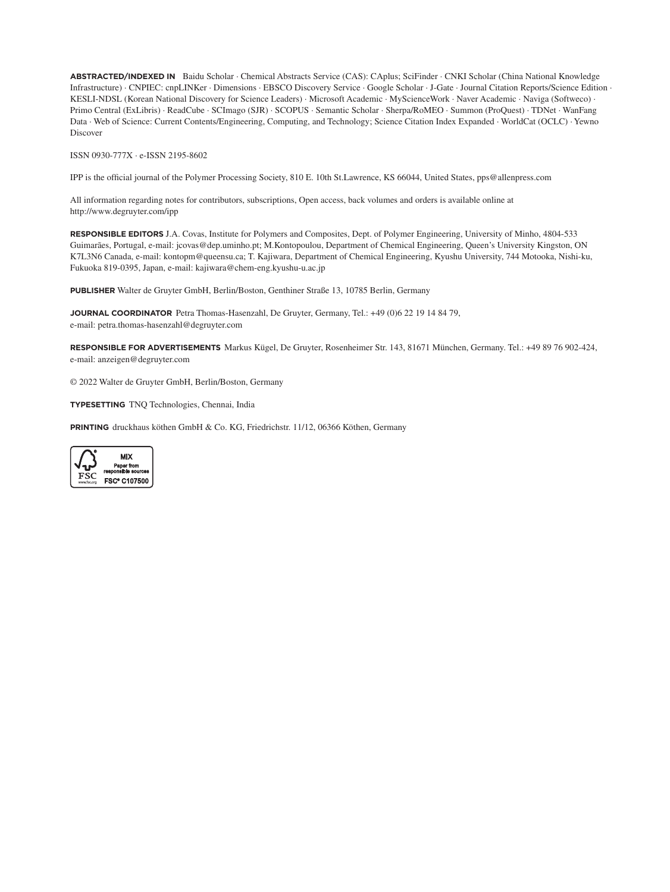**ABSTRACTED/INDEXED IN** Baidu Scholar · Chemical Abstracts Service (CAS): CAplus; SciFinder · CNKI Scholar (China National Knowledge Infrastructure) · CNPIEC: cnpLINKer · Dimensions · EBSCO Discovery Service · Google Scholar · J-Gate · Journal Citation Reports/Science Edition · KESLI-NDSL (Korean National Discovery for Science Leaders) · Microsoft Academic · MyScienceWork · Naver Academic · Naviga (Softweco) · Primo Central (ExLibris) · ReadCube · SCImago (SJR) · SCOPUS · Semantic Scholar · Sherpa/RoMEO · Summon (ProQuest) · TDNet · WanFang Data · Web of Science: Current Contents/Engineering, Computing, and Technology; Science Citation Index Expanded · WorldCat (OCLC) · Yewno Discover

ISSN 0930-777X · e-ISSN 2195-8602

IPP is the official journal of the Polymer Processing Society, 810 E. 10th St.Lawrence, KS 66044, United States, pps@allenpress.com

All information regarding notes for contributors, subscriptions, Open access, back volumes and orders is available online at http://www.degruyter.com/ipp

**RESPONSIBLE EDITORS** J.A. Covas, Institute for Polymers and Composites, Dept. of Polymer Engineering, University of Minho, 4804-533 Guimarães, Portugal, e-mail: jcovas@dep.uminho.pt; M.Kontopoulou, Department of Chemical Engineering, Queen's University Kingston, ON K7L3N6 Canada, e-mail: kontopm@queensu.ca; T. Kajiwara, Department of Chemical Engineering, Kyushu University, 744 Motooka, Nishi-ku, Fukuoka 819-0395, Japan, e-mail: kajiwara@chem-eng.kyushu-u.ac.jp

**PUBLISHER** Walter de Gruyter GmbH, Berlin/Boston, Genthiner Straße 13, 10785 Berlin, Germany

**JOURNAL COORDINATOR** Petra Thomas-Hasenzahl, De Gruyter, Germany, Tel.: +49 (0)6 22 19 14 84 79, e-mail: petra.thomas-hasenzahl@degruyter.com

**RESPONSIBLE FOR ADVERTISEMENTS** Markus Kügel, De Gruyter, Rosenheimer Str. 143, 81671 München, Germany. Tel.: +49 89 76 902-424, e-mail: anzeigen@degruyter.com

© 2022 Walter de Gruyter GmbH, Berlin/Boston, Germany

**TYPESETTING** TNQ Technologies, Chennai, India

**PRINTING** druckhaus köthen GmbH & Co. KG, Friedrichstr. 11/12, 06366 Köthen, Germany

FSC MIX Paper from responsible sources FSC® C107500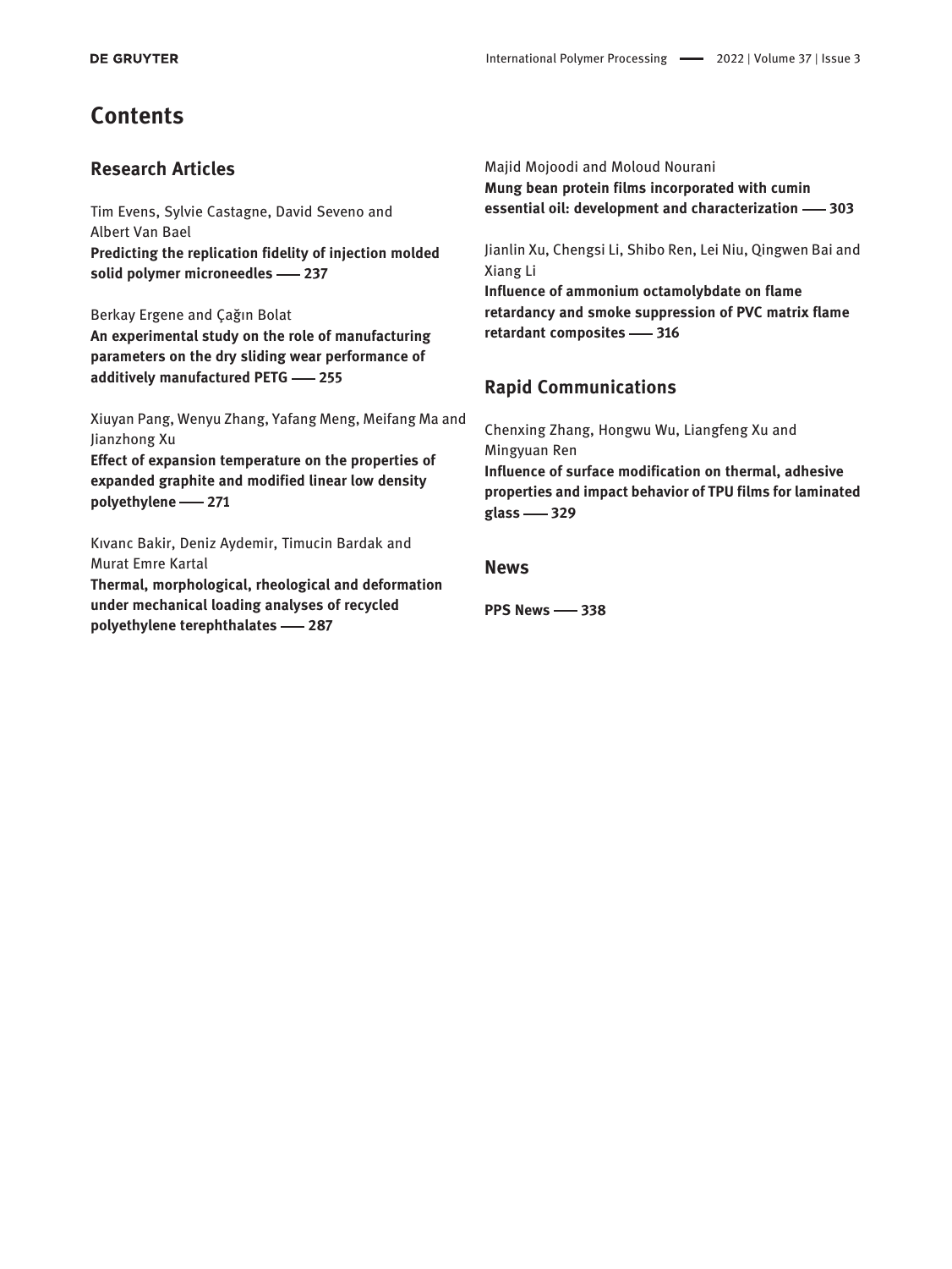# Contents

## Research Articles

Tim Evens, Sylvie Castagne, David Seveno and Albert Van Bael
**Predicting the replication fidelity of injection molded solid polymer microneedles —— 237**

Berkay Ergene and Çağın Bolat
**An experimental study on the role of manufacturing parameters on the dry sliding wear performance of additively manufactured PETG —— 255**

Xiuyan Pang, Wenyu Zhang, Yafang Meng, Meifang Ma and Jianzhong Xu
**Effect of expansion temperature on the properties of expanded graphite and modified linear low density polyethylene —— 271**

Kıvanc Bakir, Deniz Aydemir, Timucin Bardak and Murat Emre Kartal
**Thermal, morphological, rheological and deformation under mechanical loading analyses of recycled polyethylene terephthalates —— 287**

Majid Mojoodi and Moloud Nourani
**Mung bean protein films incorporated with cumin essential oil: development and characterization —— 303**

Jianlin Xu, Chengsi Li, Shibo Ren, Lei Niu, Qingwen Bai and Xiang Li
**Influence of ammonium octamolybdate on flame retardancy and smoke suppression of PVC matrix flame retardant composites —— 316**

## Rapid Communications

Chenxing Zhang, Hongwu Wu, Liangfeng Xu and Mingyuan Ren
**Influence of surface modification on thermal, adhesive properties and impact behavior of TPU films for laminated glass —— 329**

## News

**PPS News —— 338**